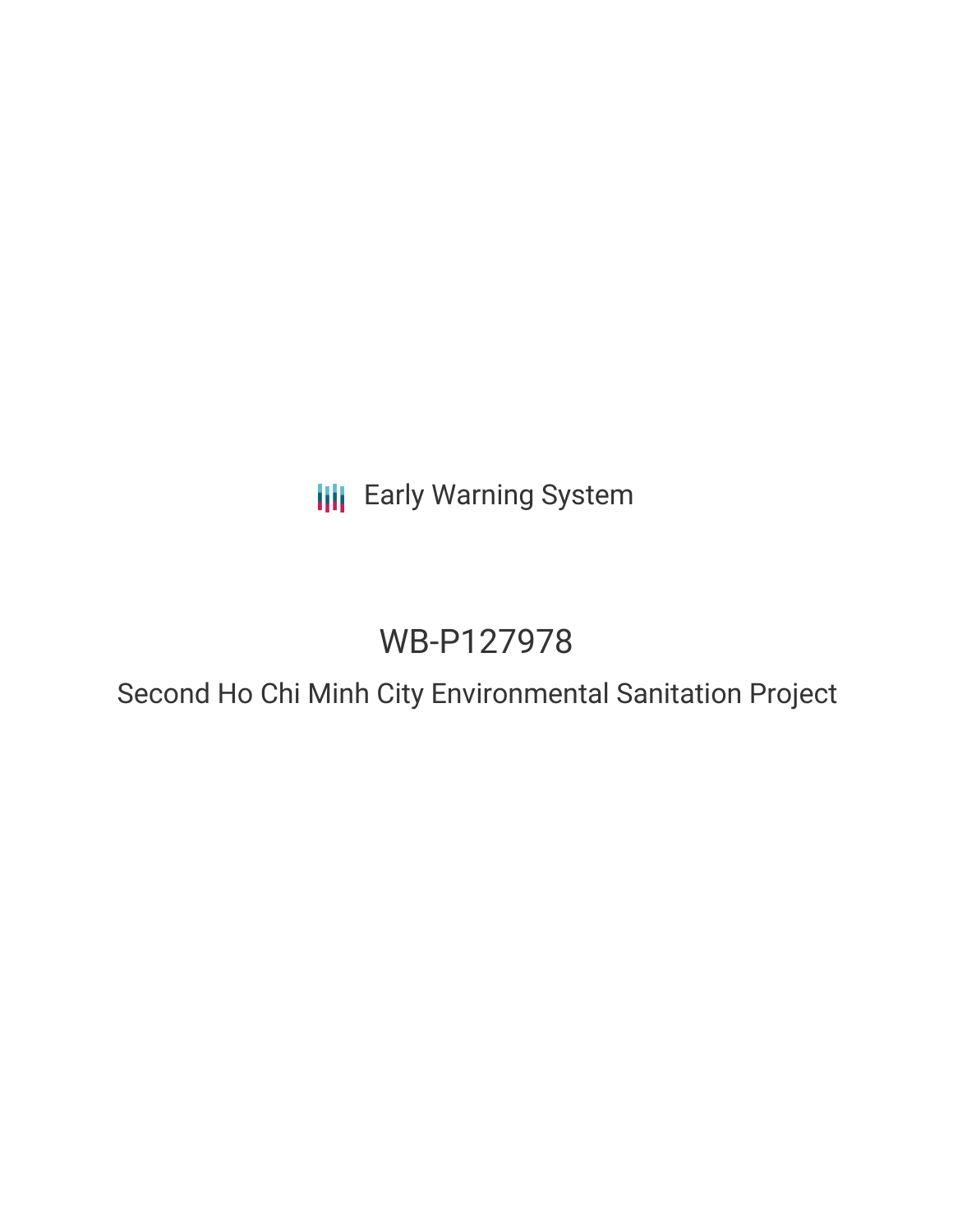Early Warning System

# WB-P127978

## Second Ho Chi Minh City Environmental Sanitation Project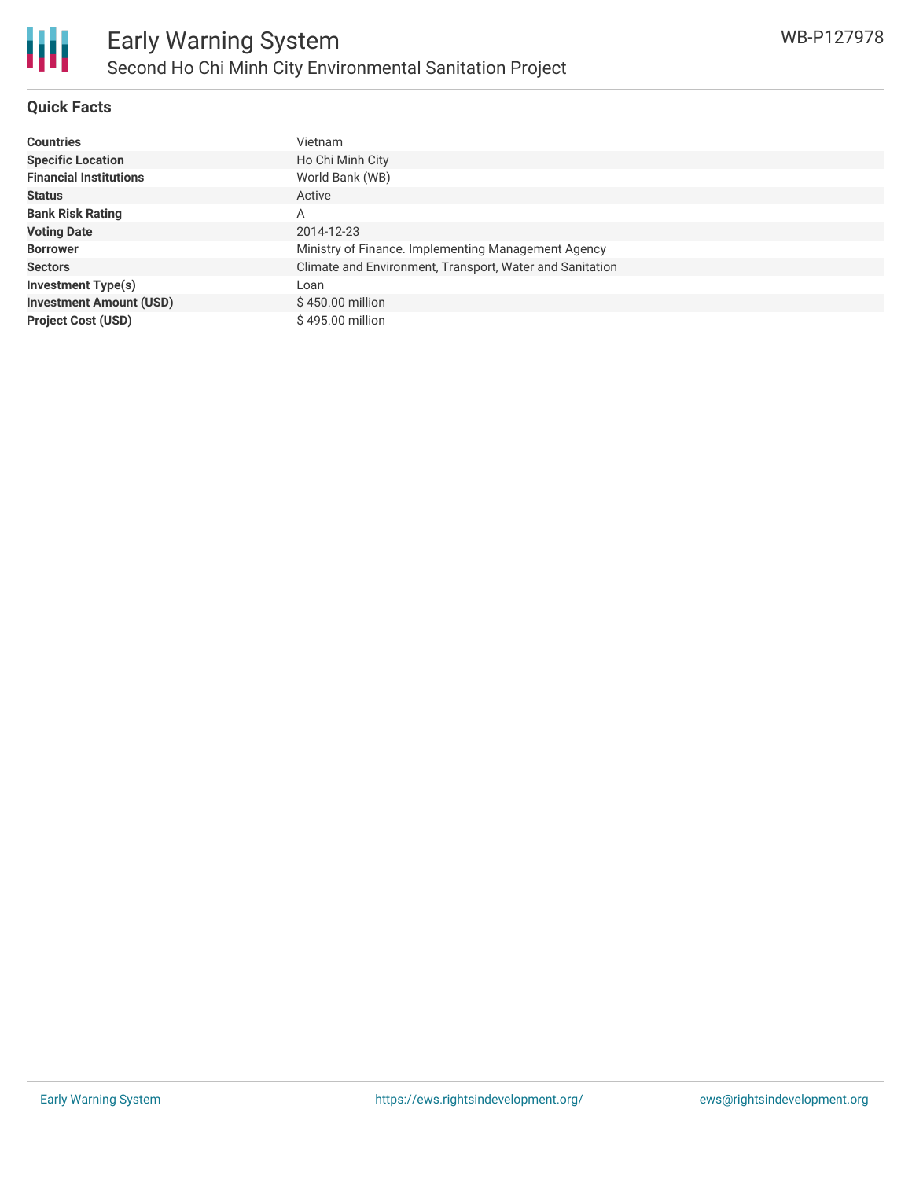## Quick Facts

| | |
|---|---|
| **Countries** | Vietnam |
| **Specific Location** | Ho Chi Minh City |
| **Financial Institutions** | World Bank (WB) |
| **Status** | Active |
| **Bank Risk Rating** | A |
| **Voting Date** | 2014-12-23 |
| **Borrower** | Ministry of Finance. Implementing Management Agency |
| **Sectors** | Climate and Environment, Transport, Water and Sanitation |
| **Investment Type(s)** | Loan |
| **Investment Amount (USD)** | $ 450.00 million |
| **Project Cost (USD)** | $ 495.00 million |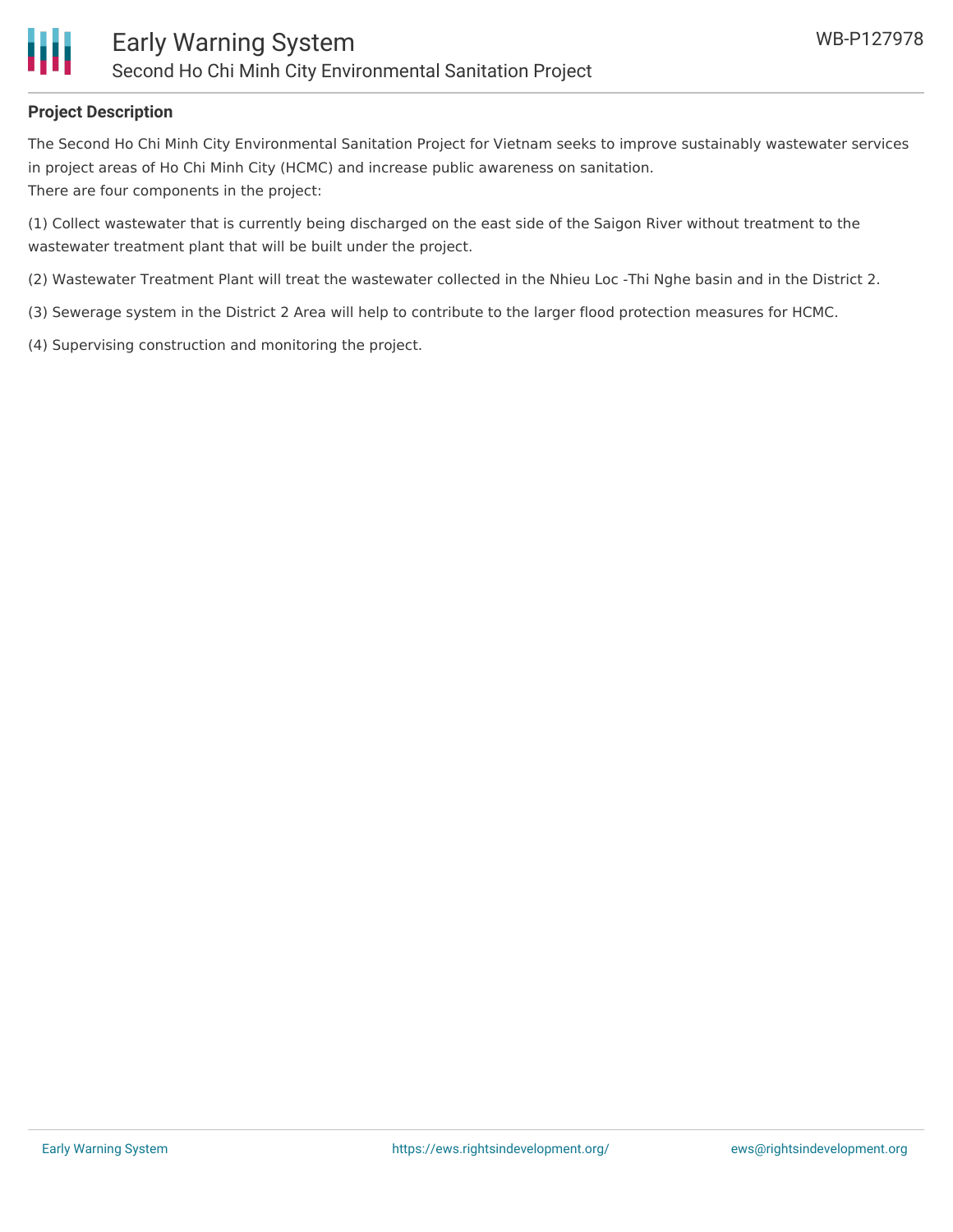## Project Description

The Second Ho Chi Minh City Environmental Sanitation Project for Vietnam seeks to improve sustainably wastewater services in project areas of Ho Chi Minh City (HCMC) and increase public awareness on sanitation.
There are four components in the project:

(1) Collect wastewater that is currently being discharged on the east side of the Saigon River without treatment to the wastewater treatment plant that will be built under the project.

(2) Wastewater Treatment Plant will treat the wastewater collected in the Nhieu Loc -Thi Nghe basin and in the District 2.

(3) Sewerage system in the District 2 Area will help to contribute to the larger flood protection measures for HCMC.

(4) Supervising construction and monitoring the project.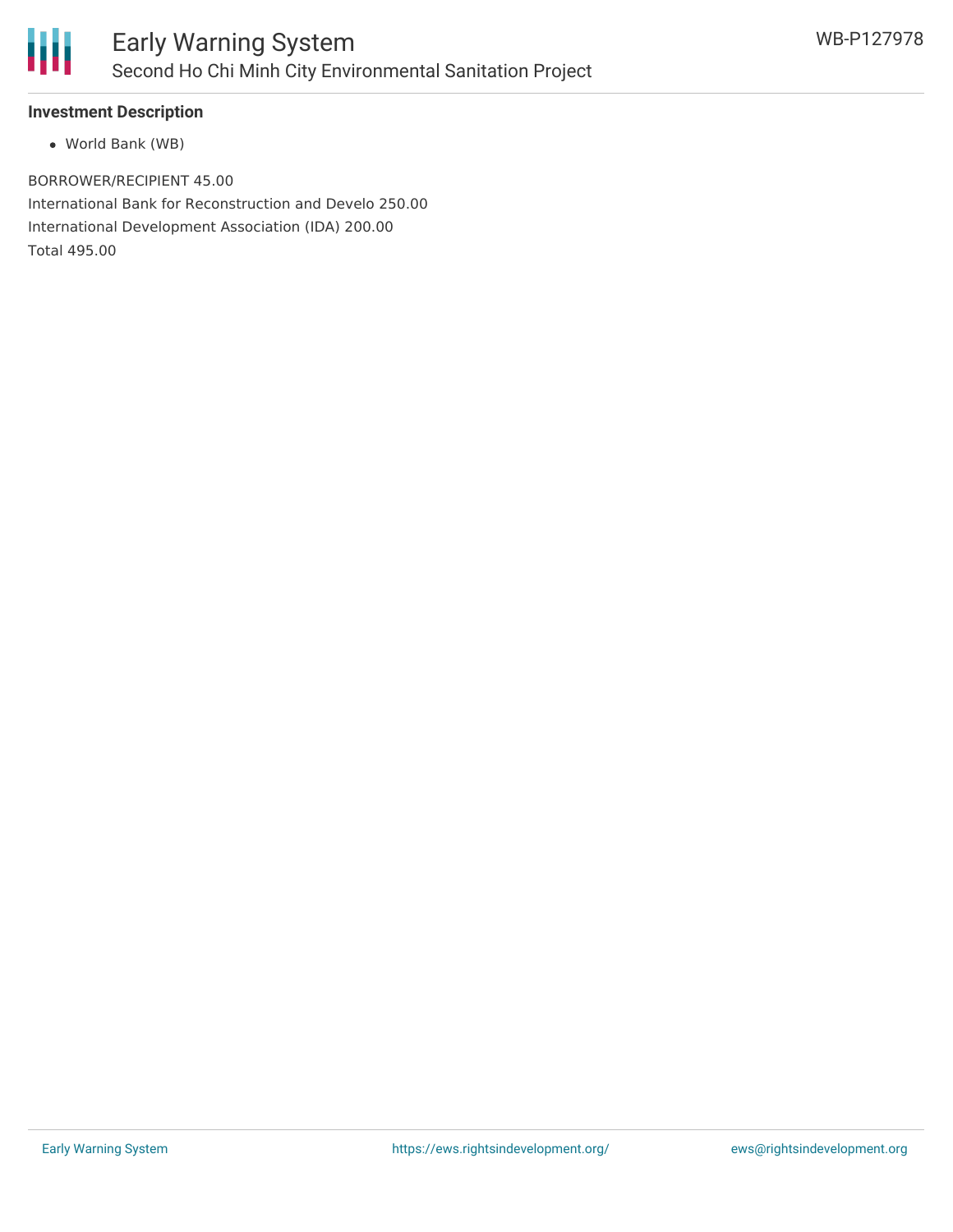### Investment Description

- World Bank (WB)

BORROWER/RECIPIENT 45.00

International Bank for Reconstruction and Develo 250.00

International Development Association (IDA) 200.00

Total 495.00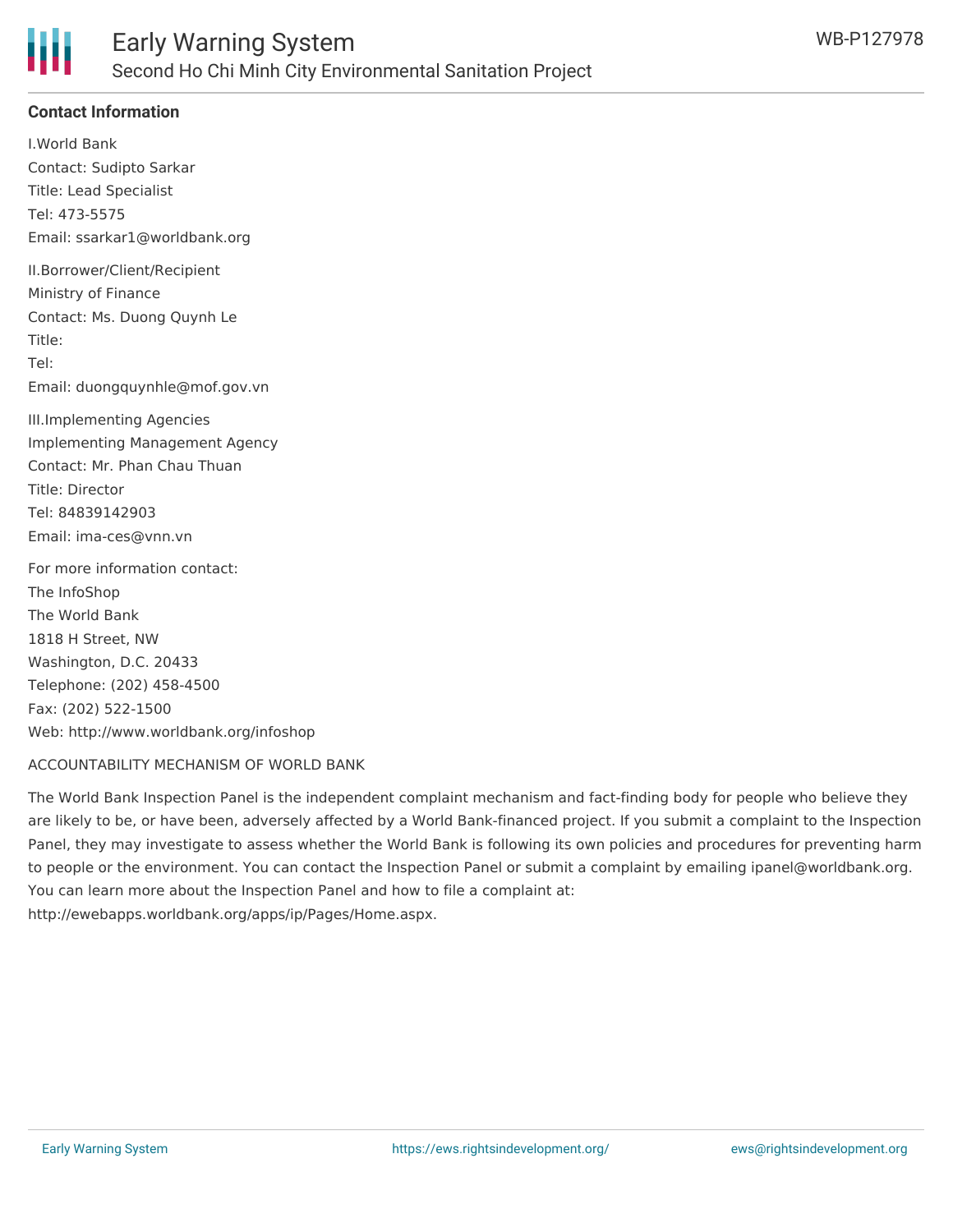## Contact Information

I.World Bank
Contact: Sudipto Sarkar
Title: Lead Specialist
Tel: 473-5575
Email: ssarkar1@worldbank.org

II.Borrower/Client/Recipient
Ministry of Finance
Contact: Ms. Duong Quynh Le
Title:
Tel:
Email: duongquynhle@mof.gov.vn

III.Implementing Agencies
Implementing Management Agency
Contact: Mr. Phan Chau Thuan
Title: Director
Tel: 84839142903
Email: ima-ces@vnn.vn

For more information contact:
The InfoShop
The World Bank
1818 H Street, NW
Washington, D.C. 20433
Telephone: (202) 458-4500
Fax: (202) 522-1500
Web: http://www.worldbank.org/infoshop

ACCOUNTABILITY MECHANISM OF WORLD BANK

The World Bank Inspection Panel is the independent complaint mechanism and fact-finding body for people who believe they are likely to be, or have been, adversely affected by a World Bank-financed project. If you submit a complaint to the Inspection Panel, they may investigate to assess whether the World Bank is following its own policies and procedures for preventing harm to people or the environment. You can contact the Inspection Panel or submit a complaint by emailing ipanel@worldbank.org. You can learn more about the Inspection Panel and how to file a complaint at: http://ewebapps.worldbank.org/apps/ip/Pages/Home.aspx.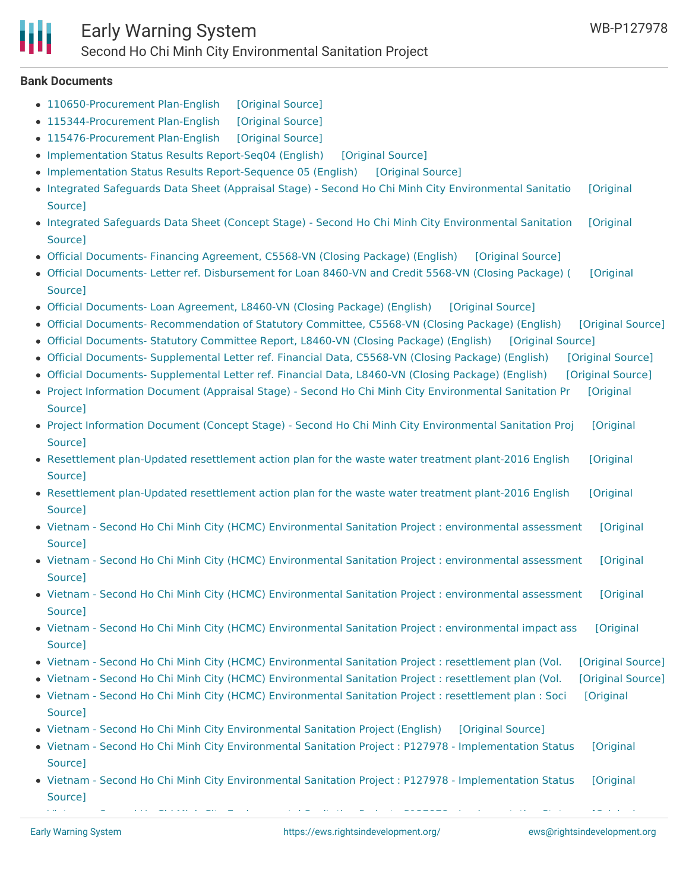**Bank Documents**

- 110650-Procurement Plan-English [Original Source]
- 115344-Procurement Plan-English [Original Source]
- 115476-Procurement Plan-English [Original Source]
- Implementation Status Results Report-Seq04 (English) [Original Source]
- Implementation Status Results Report-Sequence 05 (English) [Original Source]
- Integrated Safeguards Data Sheet (Appraisal Stage) - Second Ho Chi Minh City Environmental Sanitatio [Original Source]
- Integrated Safeguards Data Sheet (Concept Stage) - Second Ho Chi Minh City Environmental Sanitation [Original Source]
- Official Documents- Financing Agreement, C5568-VN (Closing Package) (English) [Original Source]
- Official Documents- Letter ref. Disbursement for Loan 8460-VN and Credit 5568-VN (Closing Package) ( [Original Source]
- Official Documents- Loan Agreement, L8460-VN (Closing Package) (English) [Original Source]
- Official Documents- Recommendation of Statutory Committee, C5568-VN (Closing Package) (English) [Original Source]
- Official Documents- Statutory Committee Report, L8460-VN (Closing Package) (English) [Original Source]
- Official Documents- Supplemental Letter ref. Financial Data, C5568-VN (Closing Package) (English) [Original Source]
- Official Documents- Supplemental Letter ref. Financial Data, L8460-VN (Closing Package) (English) [Original Source]
- Project Information Document (Appraisal Stage) - Second Ho Chi Minh City Environmental Sanitation Pr [Original Source]
- Project Information Document (Concept Stage) - Second Ho Chi Minh City Environmental Sanitation Proj [Original Source]
- Resettlement plan-Updated resettlement action plan for the waste water treatment plant-2016 English [Original Source]
- Resettlement plan-Updated resettlement action plan for the waste water treatment plant-2016 English [Original Source]
- Vietnam - Second Ho Chi Minh City (HCMC) Environmental Sanitation Project : environmental assessment [Original Source]
- Vietnam - Second Ho Chi Minh City (HCMC) Environmental Sanitation Project : environmental assessment [Original Source]
- Vietnam - Second Ho Chi Minh City (HCMC) Environmental Sanitation Project : environmental assessment [Original Source]
- Vietnam - Second Ho Chi Minh City (HCMC) Environmental Sanitation Project : environmental impact ass [Original Source]
- Vietnam - Second Ho Chi Minh City (HCMC) Environmental Sanitation Project : resettlement plan (Vol. [Original Source]
- Vietnam - Second Ho Chi Minh City (HCMC) Environmental Sanitation Project : resettlement plan (Vol. [Original Source]
- Vietnam - Second Ho Chi Minh City (HCMC) Environmental Sanitation Project : resettlement plan : Soci [Original Source]
- Vietnam - Second Ho Chi Minh City Environmental Sanitation Project (English) [Original Source]
- Vietnam - Second Ho Chi Minh City Environmental Sanitation Project : P127978 - Implementation Status [Original Source]
- Vietnam - Second Ho Chi Minh City Environmental Sanitation Project : P127978 - Implementation Status [Original Source]